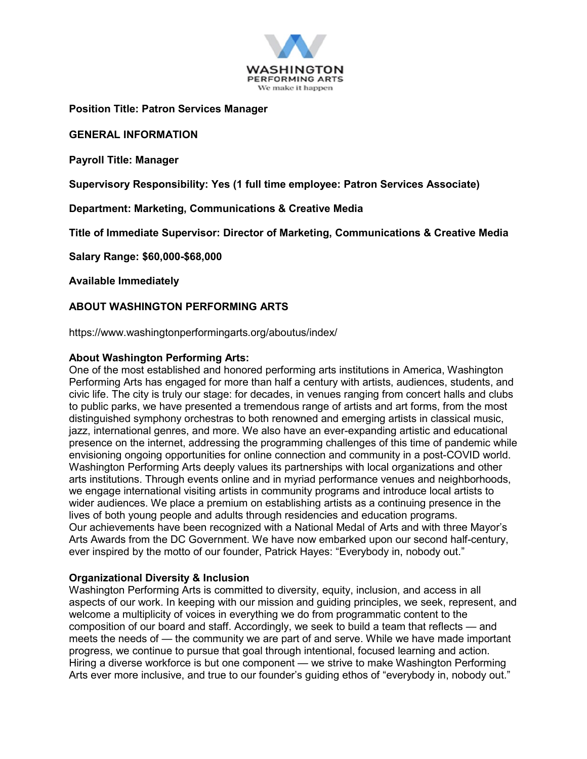WASHINGTON PERFORMING ARTS
We make it happen

**Position Title: Patron Services Manager**

**GENERAL INFORMATION**

**Payroll Title: Manager**

**Supervisory Responsibility: Yes (1 full time employee: Patron Services Associate)**

**Department: Marketing, Communications & Creative Media**

**Title of Immediate Supervisor: Director of Marketing, Communications & Creative Media**

**Salary Range: $60,000-$68,000**

**Available Immediately**

**ABOUT WASHINGTON PERFORMING ARTS**

https://www.washingtonperformingarts.org/aboutus/index/

**About Washington Performing Arts:**
One of the most established and honored performing arts institutions in America, Washington Performing Arts has engaged for more than half a century with artists, audiences, students, and civic life. The city is truly our stage: for decades, in venues ranging from concert halls and clubs to public parks, we have presented a tremendous range of artists and art forms, from the most distinguished symphony orchestras to both renowned and emerging artists in classical music, jazz, international genres, and more. We also have an ever-expanding artistic and educational presence on the internet, addressing the programming challenges of this time of pandemic while envisioning ongoing opportunities for online connection and community in a post-COVID world. Washington Performing Arts deeply values its partnerships with local organizations and other arts institutions. Through events online and in myriad performance venues and neighborhoods, we engage international visiting artists in community programs and introduce local artists to wider audiences. We place a premium on establishing artists as a continuing presence in the lives of both young people and adults through residencies and education programs.
Our achievements have been recognized with a National Medal of Arts and with three Mayor's Arts Awards from the DC Government. We have now embarked upon our second half-century, ever inspired by the motto of our founder, Patrick Hayes: "Everybody in, nobody out."

**Organizational Diversity & Inclusion**
Washington Performing Arts is committed to diversity, equity, inclusion, and access in all aspects of our work. In keeping with our mission and guiding principles, we seek, represent, and welcome a multiplicity of voices in everything we do from programmatic content to the composition of our board and staff. Accordingly, we seek to build a team that reflects — and meets the needs of — the community we are part of and serve. While we have made important progress, we continue to pursue that goal through intentional, focused learning and action. Hiring a diverse workforce is but one component — we strive to make Washington Performing Arts ever more inclusive, and true to our founder's guiding ethos of "everybody in, nobody out."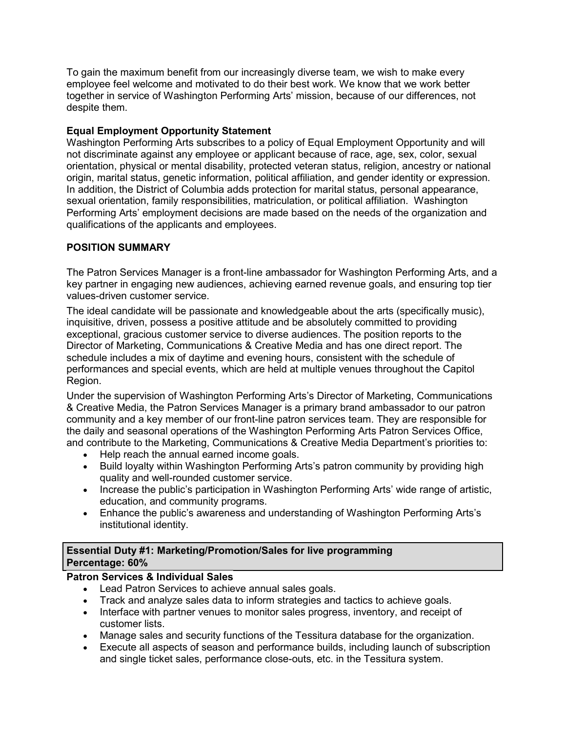To gain the maximum benefit from our increasingly diverse team, we wish to make every employee feel welcome and motivated to do their best work. We know that we work better together in service of Washington Performing Arts' mission, because of our differences, not despite them.

**Equal Employment Opportunity Statement**

Washington Performing Arts subscribes to a policy of Equal Employment Opportunity and will not discriminate against any employee or applicant because of race, age, sex, color, sexual orientation, physical or mental disability, protected veteran status, religion, ancestry or national origin, marital status, genetic information, political affiliation, and gender identity or expression. In addition, the District of Columbia adds protection for marital status, personal appearance, sexual orientation, family responsibilities, matriculation, or political affiliation. Washington Performing Arts' employment decisions are made based on the needs of the organization and qualifications of the applicants and employees.

## POSITION SUMMARY

The Patron Services Manager is a front-line ambassador for Washington Performing Arts, and a key partner in engaging new audiences, achieving earned revenue goals, and ensuring top tier values-driven customer service.

The ideal candidate will be passionate and knowledgeable about the arts (specifically music), inquisitive, driven, possess a positive attitude and be absolutely committed to providing exceptional, gracious customer service to diverse audiences. The position reports to the Director of Marketing, Communications & Creative Media and has one direct report. The schedule includes a mix of daytime and evening hours, consistent with the schedule of performances and special events, which are held at multiple venues throughout the Capitol Region.

Under the supervision of Washington Performing Arts's Director of Marketing, Communications & Creative Media, the Patron Services Manager is a primary brand ambassador to our patron community and a key member of our front-line patron services team. They are responsible for the daily and seasonal operations of the Washington Performing Arts Patron Services Office, and contribute to the Marketing, Communications & Creative Media Department's priorities to:

- Help reach the annual earned income goals.
- Build loyalty within Washington Performing Arts's patron community by providing high quality and well-rounded customer service.
- Increase the public's participation in Washington Performing Arts' wide range of artistic, education, and community programs.
- Enhance the public's awareness and understanding of Washington Performing Arts's institutional identity.

**Essential Duty #1: Marketing/Promotion/Sales for live programming**
**Percentage: 60%**

**Patron Services & Individual Sales**

- Lead Patron Services to achieve annual sales goals.
- Track and analyze sales data to inform strategies and tactics to achieve goals.
- Interface with partner venues to monitor sales progress, inventory, and receipt of customer lists.
- Manage sales and security functions of the Tessitura database for the organization.
- Execute all aspects of season and performance builds, including launch of subscription and single ticket sales, performance close-outs, etc. in the Tessitura system.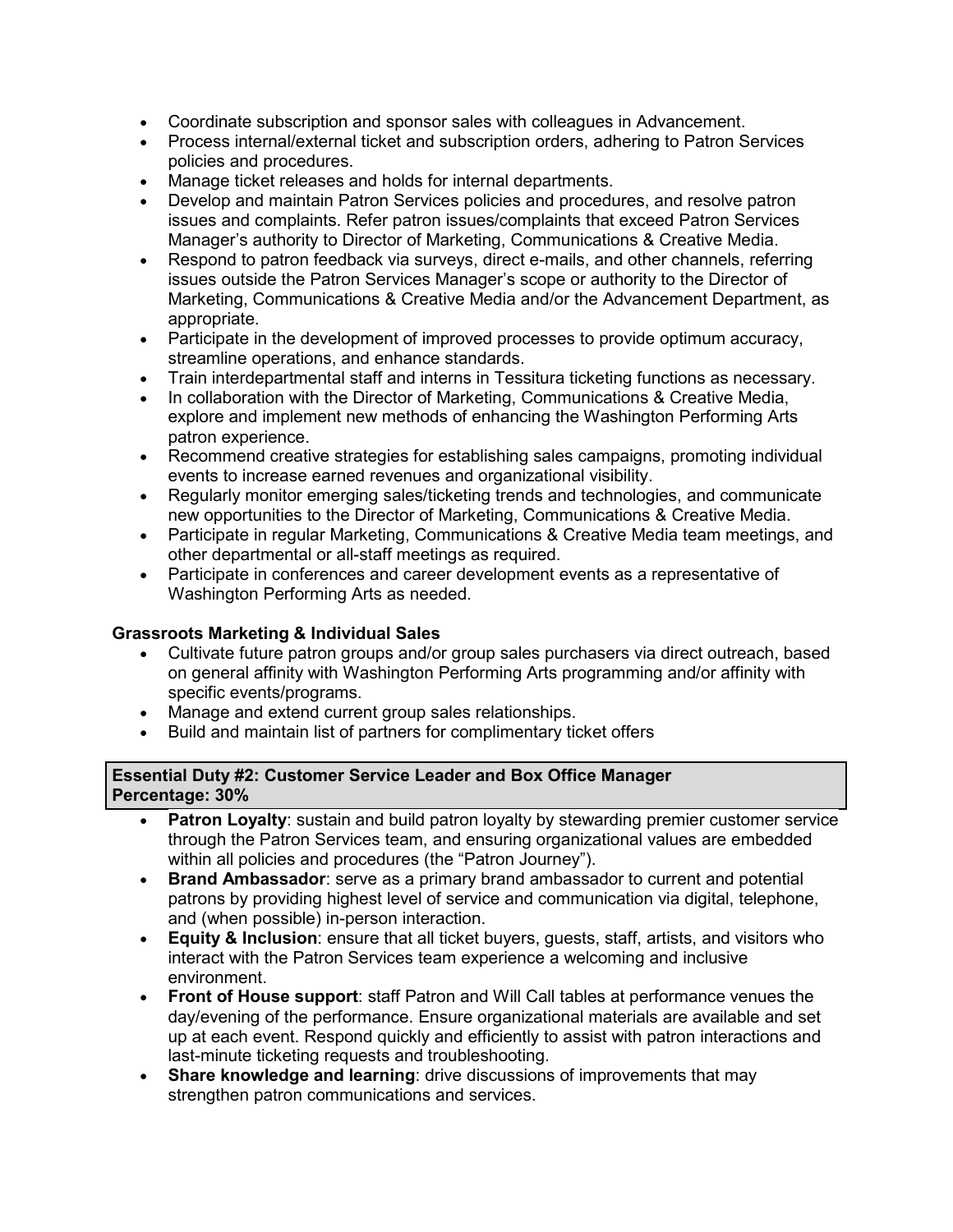- Coordinate subscription and sponsor sales with colleagues in Advancement.
- Process internal/external ticket and subscription orders, adhering to Patron Services policies and procedures.
- Manage ticket releases and holds for internal departments.
- Develop and maintain Patron Services policies and procedures, and resolve patron issues and complaints. Refer patron issues/complaints that exceed Patron Services Manager's authority to Director of Marketing, Communications & Creative Media.
- Respond to patron feedback via surveys, direct e-mails, and other channels, referring issues outside the Patron Services Manager's scope or authority to the Director of Marketing, Communications & Creative Media and/or the Advancement Department, as appropriate.
- Participate in the development of improved processes to provide optimum accuracy, streamline operations, and enhance standards.
- Train interdepartmental staff and interns in Tessitura ticketing functions as necessary.
- In collaboration with the Director of Marketing, Communications & Creative Media, explore and implement new methods of enhancing the Washington Performing Arts patron experience.
- Recommend creative strategies for establishing sales campaigns, promoting individual events to increase earned revenues and organizational visibility.
- Regularly monitor emerging sales/ticketing trends and technologies, and communicate new opportunities to the Director of Marketing, Communications & Creative Media.
- Participate in regular Marketing, Communications & Creative Media team meetings, and other departmental or all-staff meetings as required.
- Participate in conferences and career development events as a representative of Washington Performing Arts as needed.

**Grassroots Marketing & Individual Sales**

- Cultivate future patron groups and/or group sales purchasers via direct outreach, based on general affinity with Washington Performing Arts programming and/or affinity with specific events/programs.
- Manage and extend current group sales relationships.
- Build and maintain list of partners for complimentary ticket offers

**Essential Duty #2: Customer Service Leader and Box Office Manager**
**Percentage: 30%**

- **Patron Loyalty**: sustain and build patron loyalty by stewarding premier customer service through the Patron Services team, and ensuring organizational values are embedded within all policies and procedures (the "Patron Journey").
- **Brand Ambassador**: serve as a primary brand ambassador to current and potential patrons by providing highest level of service and communication via digital, telephone, and (when possible) in-person interaction.
- **Equity & Inclusion**: ensure that all ticket buyers, guests, staff, artists, and visitors who interact with the Patron Services team experience a welcoming and inclusive environment.
- **Front of House support**: staff Patron and Will Call tables at performance venues the day/evening of the performance. Ensure organizational materials are available and set up at each event. Respond quickly and efficiently to assist with patron interactions and last-minute ticketing requests and troubleshooting.
- **Share knowledge and learning**: drive discussions of improvements that may strengthen patron communications and services.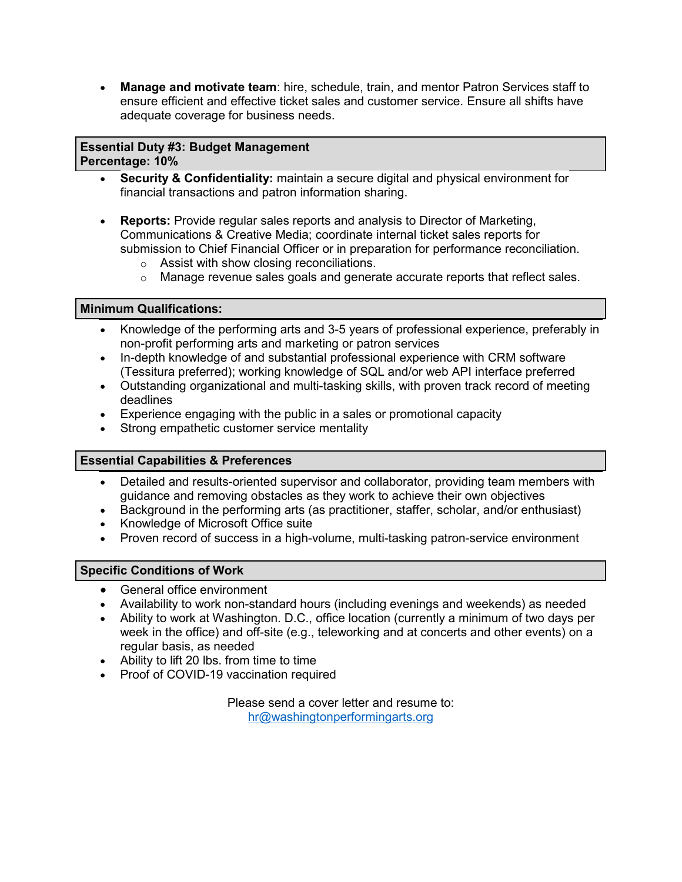- **Manage and motivate team**: hire, schedule, train, and mentor Patron Services staff to ensure efficient and effective ticket sales and customer service. Ensure all shifts have adequate coverage for business needs.

**Essential Duty #3: Budget Management**
**Percentage: 10%**

- **Security & Confidentiality:** maintain a secure digital and physical environment for financial transactions and patron information sharing.

- **Reports:** Provide regular sales reports and analysis to Director of Marketing, Communications & Creative Media; coordinate internal ticket sales reports for submission to Chief Financial Officer or in preparation for performance reconciliation.
  - Assist with show closing reconciliations.
  - Manage revenue sales goals and generate accurate reports that reflect sales.

**Minimum Qualifications:**

- Knowledge of the performing arts and 3-5 years of professional experience, preferably in non-profit performing arts and marketing or patron services
- In-depth knowledge of and substantial professional experience with CRM software (Tessitura preferred); working knowledge of SQL and/or web API interface preferred
- Outstanding organizational and multi-tasking skills, with proven track record of meeting deadlines
- Experience engaging with the public in a sales or promotional capacity
- Strong empathetic customer service mentality

**Essential Capabilities & Preferences**

- Detailed and results-oriented supervisor and collaborator, providing team members with guidance and removing obstacles as they work to achieve their own objectives
- Background in the performing arts (as practitioner, staffer, scholar, and/or enthusiast)
- Knowledge of Microsoft Office suite
- Proven record of success in a high-volume, multi-tasking patron-service environment

**Specific Conditions of Work**

- General office environment
- Availability to work non-standard hours (including evenings and weekends) as needed
- Ability to work at Washington. D.C., office location (currently a minimum of two days per week in the office) and off-site (e.g., teleworking and at concerts and other events) on a regular basis, as needed
- Ability to lift 20 lbs. from time to time
- Proof of COVID-19 vaccination required

Please send a cover letter and resume to:
hr@washingtonperformingarts.org